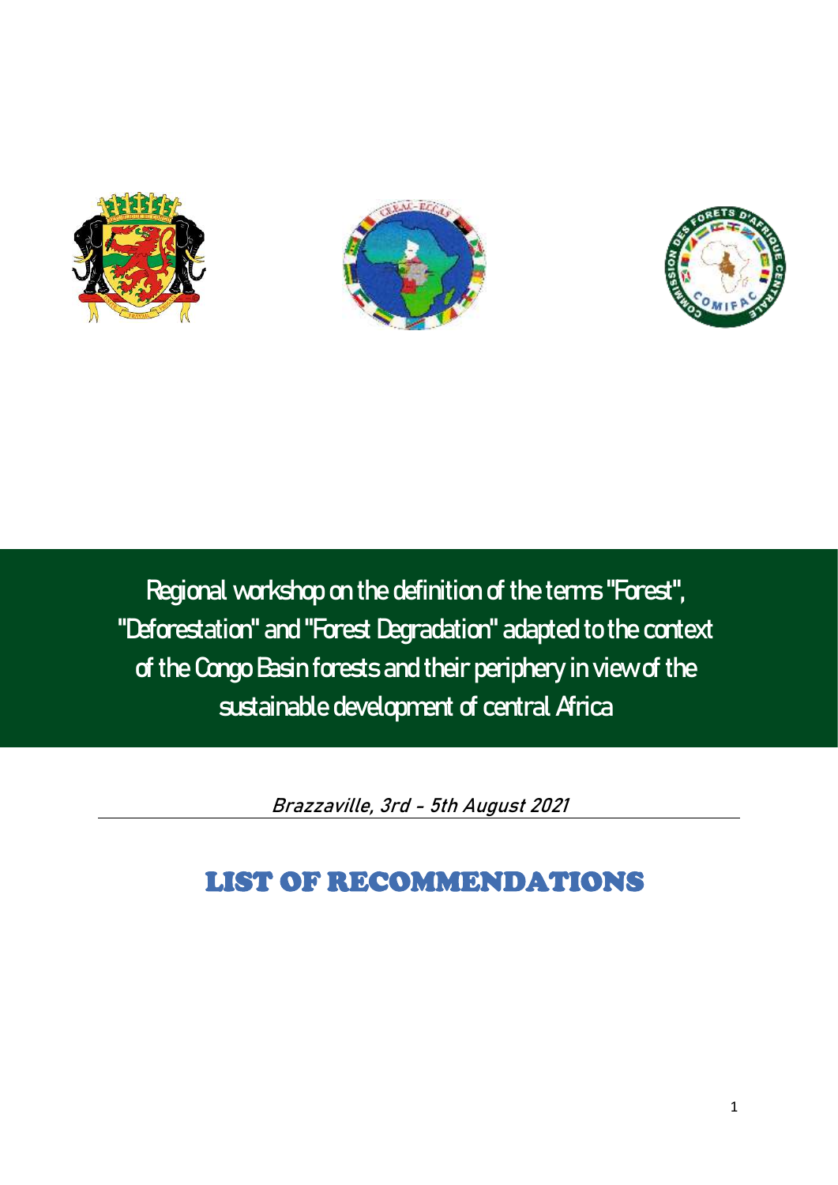# Regional workshop on the definition of the terms "Forest", "Deforestation" and "Forest Degradation" adapted to the context of the Congo Basin forests and their periphery in view of the sustainable development of central Africa

*Brazzaville, 3rd - 5th August 2021*

## LIST OF RECOMMENDATIONS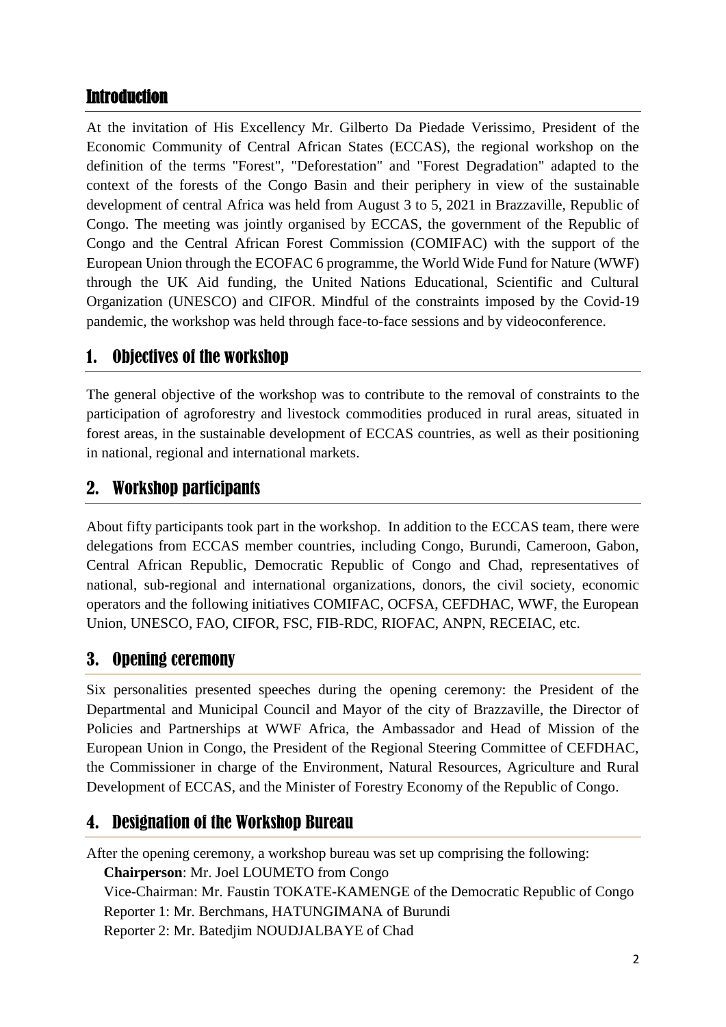## Introduction

At the invitation of His Excellency Mr. Gilberto Da Piedade Verissimo, President of the Economic Community of Central African States (ECCAS), the regional workshop on the definition of the terms "Forest", "Deforestation" and "Forest Degradation" adapted to the context of the forests of the Congo Basin and their periphery in view of the sustainable development of central Africa was held from August 3 to 5, 2021 in Brazzaville, Republic of Congo. The meeting was jointly organised by ECCAS, the government of the Republic of Congo and the Central African Forest Commission (COMIFAC) with the support of the European Union through the ECOFAC 6 programme, the World Wide Fund for Nature (WWF) through the UK Aid funding, the United Nations Educational, Scientific and Cultural Organization (UNESCO) and CIFOR. Mindful of the constraints imposed by the Covid-19 pandemic, the workshop was held through face-to-face sessions and by videoconference.

## 1. Objectives of the workshop

The general objective of the workshop was to contribute to the removal of constraints to the participation of agroforestry and livestock commodities produced in rural areas, situated in forest areas, in the sustainable development of ECCAS countries, as well as their positioning in national, regional and international markets.

## 2. Workshop participants

About fifty participants took part in the workshop. In addition to the ECCAS team, there were delegations from ECCAS member countries, including Congo, Burundi, Cameroon, Gabon, Central African Republic, Democratic Republic of Congo and Chad, representatives of national, sub-regional and international organizations, donors, the civil society, economic operators and the following initiatives COMIFAC, OCFSA, CEFDHAC, WWF, the European Union, UNESCO, FAO, CIFOR, FSC, FIB-RDC, RIOFAC, ANPN, RECEIAC, etc.

## 3. Opening ceremony

Six personalities presented speeches during the opening ceremony: the President of the Departmental and Municipal Council and Mayor of the city of Brazzaville, the Director of Policies and Partnerships at WWF Africa, the Ambassador and Head of Mission of the European Union in Congo, the President of the Regional Steering Committee of CEFDHAC, the Commissioner in charge of the Environment, Natural Resources, Agriculture and Rural Development of ECCAS, and the Minister of Forestry Economy of the Republic of Congo.

## 4. Designation of the Workshop Bureau

After the opening ceremony, a workshop bureau was set up comprising the following:

**Chairperson**: Mr. Joel LOUMETO from Congo
Vice-Chairman: Mr. Faustin TOKATE-KAMENGE of the Democratic Republic of Congo
Reporter 1: Mr. Berchmans, HATUNGIMANA of Burundi
Reporter 2: Mr. Batedjim NOUDJALBAYE of Chad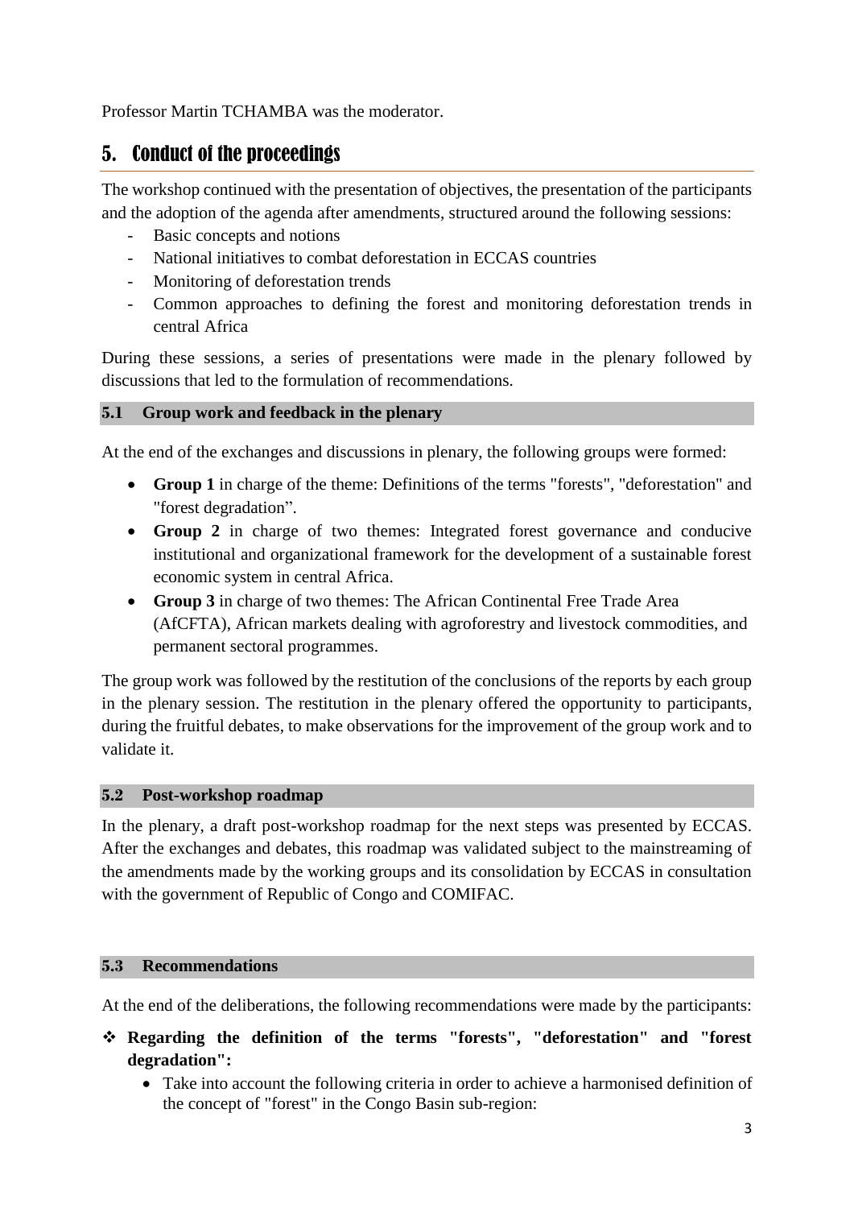Professor Martin TCHAMBA was the moderator.

# 5. Conduct of the proceedings

The workshop continued with the presentation of objectives, the presentation of the participants and the adoption of the agenda after amendments, structured around the following sessions:

- Basic concepts and notions
- National initiatives to combat deforestation in ECCAS countries
- Monitoring of deforestation trends
- Common approaches to defining the forest and monitoring deforestation trends in central Africa

During these sessions, a series of presentations were made in the plenary followed by discussions that led to the formulation of recommendations.

## 5.1 Group work and feedback in the plenary

At the end of the exchanges and discussions in plenary, the following groups were formed:

- **Group 1** in charge of the theme: Definitions of the terms "forests", "deforestation" and "forest degradation".
- **Group 2** in charge of two themes: Integrated forest governance and conducive institutional and organizational framework for the development of a sustainable forest economic system in central Africa.
- **Group 3** in charge of two themes: The African Continental Free Trade Area (AfCFTA), African markets dealing with agroforestry and livestock commodities, and permanent sectoral programmes.

The group work was followed by the restitution of the conclusions of the reports by each group in the plenary session. The restitution in the plenary offered the opportunity to participants, during the fruitful debates, to make observations for the improvement of the group work and to validate it.

## 5.2 Post-workshop roadmap

In the plenary, a draft post-workshop roadmap for the next steps was presented by ECCAS. After the exchanges and debates, this roadmap was validated subject to the mainstreaming of the amendments made by the working groups and its consolidation by ECCAS in consultation with the government of Republic of Congo and COMIFAC.

## 5.3 Recommendations

At the end of the deliberations, the following recommendations were made by the participants:

- **Regarding the definition of the terms "forests", "deforestation" and "forest degradation":**
  - Take into account the following criteria in order to achieve a harmonised definition of the concept of "forest" in the Congo Basin sub-region: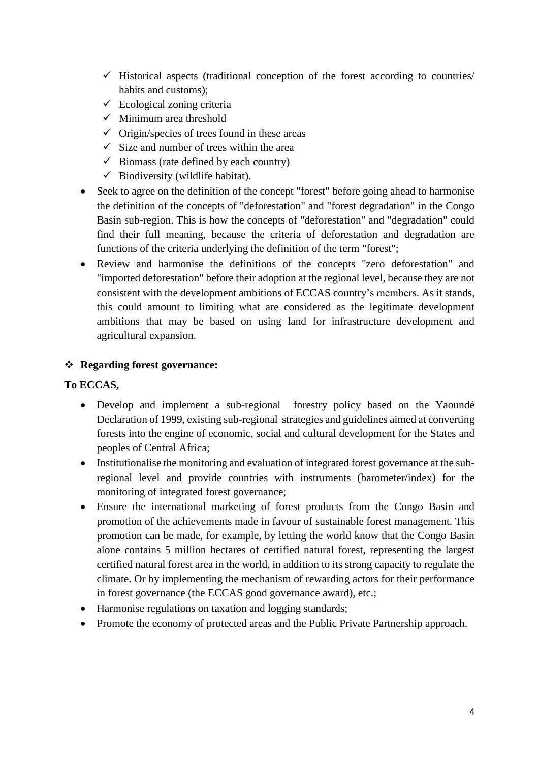- ✓ Historical aspects (traditional conception of the forest according to countries/ habits and customs);
  - ✓ Ecological zoning criteria
  - ✓ Minimum area threshold
  - ✓ Origin/species of trees found in these areas
  - ✓ Size and number of trees within the area
  - ✓ Biomass (rate defined by each country)
  - ✓ Biodiversity (wildlife habitat).

- Seek to agree on the definition of the concept "forest" before going ahead to harmonise the definition of the concepts of "deforestation" and "forest degradation" in the Congo Basin sub-region. This is how the concepts of "deforestation" and "degradation" could find their full meaning, because the criteria of deforestation and degradation are functions of the criteria underlying the definition of the term "forest";
- Review and harmonise the definitions of the concepts "zero deforestation" and "imported deforestation" before their adoption at the regional level, because they are not consistent with the development ambitions of ECCAS country's members. As it stands, this could amount to limiting what are considered as the legitimate development ambitions that may be based on using land for infrastructure development and agricultural expansion.

❖ **Regarding forest governance:**

**To ECCAS,**

- Develop and implement a sub-regional forestry policy based on the Yaoundé Declaration of 1999, existing sub-regional strategies and guidelines aimed at converting forests into the engine of economic, social and cultural development for the States and peoples of Central Africa;
- Institutionalise the monitoring and evaluation of integrated forest governance at the sub-regional level and provide countries with instruments (barometer/index) for the monitoring of integrated forest governance;
- Ensure the international marketing of forest products from the Congo Basin and promotion of the achievements made in favour of sustainable forest management. This promotion can be made, for example, by letting the world know that the Congo Basin alone contains 5 million hectares of certified natural forest, representing the largest certified natural forest area in the world, in addition to its strong capacity to regulate the climate. Or by implementing the mechanism of rewarding actors for their performance in forest governance (the ECCAS good governance award), etc.;
- Harmonise regulations on taxation and logging standards;
- Promote the economy of protected areas and the Public Private Partnership approach.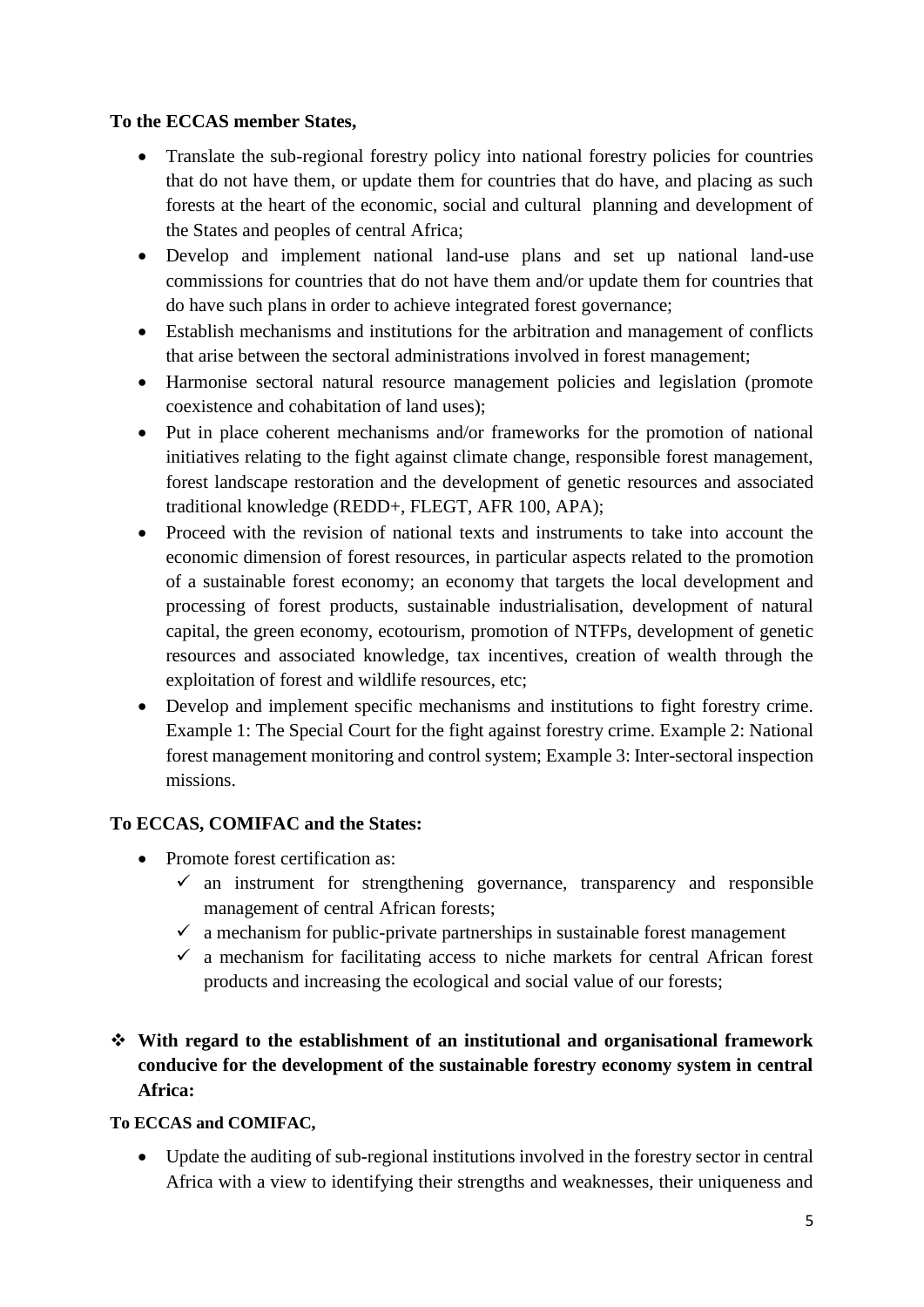**To the ECCAS member States,**

- Translate the sub-regional forestry policy into national forestry policies for countries that do not have them, or update them for countries that do have, and placing as such forests at the heart of the economic, social and cultural planning and development of the States and peoples of central Africa;
- Develop and implement national land-use plans and set up national land-use commissions for countries that do not have them and/or update them for countries that do have such plans in order to achieve integrated forest governance;
- Establish mechanisms and institutions for the arbitration and management of conflicts that arise between the sectoral administrations involved in forest management;
- Harmonise sectoral natural resource management policies and legislation (promote coexistence and cohabitation of land uses);
- Put in place coherent mechanisms and/or frameworks for the promotion of national initiatives relating to the fight against climate change, responsible forest management, forest landscape restoration and the development of genetic resources and associated traditional knowledge (REDD+, FLEGT, AFR 100, APA);
- Proceed with the revision of national texts and instruments to take into account the economic dimension of forest resources, in particular aspects related to the promotion of a sustainable forest economy; an economy that targets the local development and processing of forest products, sustainable industrialisation, development of natural capital, the green economy, ecotourism, promotion of NTFPs, development of genetic resources and associated knowledge, tax incentives, creation of wealth through the exploitation of forest and wildlife resources, etc;
- Develop and implement specific mechanisms and institutions to fight forestry crime. Example 1: The Special Court for the fight against forestry crime. Example 2: National forest management monitoring and control system; Example 3: Inter-sectoral inspection missions.

**To ECCAS, COMIFAC and the States:**

- Promote forest certification as:
  - ✓ an instrument for strengthening governance, transparency and responsible management of central African forests;
  - ✓ a mechanism for public-private partnerships in sustainable forest management
  - ✓ a mechanism for facilitating access to niche markets for central African forest products and increasing the ecological and social value of our forests;

- ❖ **With regard to the establishment of an institutional and organisational framework conducive for the development of the sustainable forestry economy system in central Africa:**

**To ECCAS and COMIFAC,**

- Update the auditing of sub-regional institutions involved in the forestry sector in central Africa with a view to identifying their strengths and weaknesses, their uniqueness and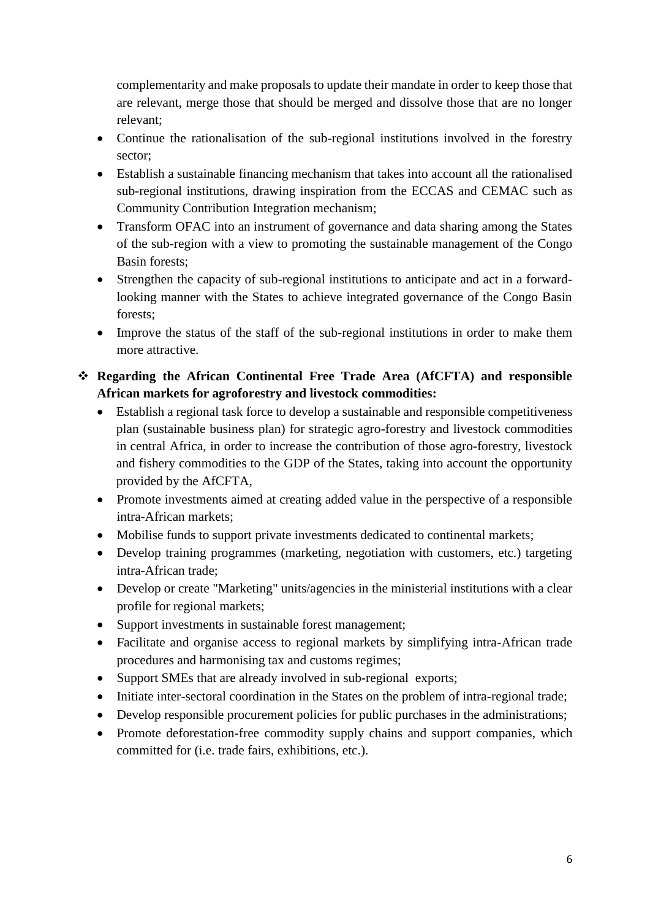complementarity and make proposals to update their mandate in order to keep those that are relevant, merge those that should be merged and dissolve those that are no longer relevant;

- Continue the rationalisation of the sub-regional institutions involved in the forestry sector;
- Establish a sustainable financing mechanism that takes into account all the rationalised sub-regional institutions, drawing inspiration from the ECCAS and CEMAC such as Community Contribution Integration mechanism;
- Transform OFAC into an instrument of governance and data sharing among the States of the sub-region with a view to promoting the sustainable management of the Congo Basin forests;
- Strengthen the capacity of sub-regional institutions to anticipate and act in a forward-looking manner with the States to achieve integrated governance of the Congo Basin forests;
- Improve the status of the staff of the sub-regional institutions in order to make them more attractive.

❖ **Regarding the African Continental Free Trade Area (AfCFTA) and responsible African markets for agroforestry and livestock commodities:**

- Establish a regional task force to develop a sustainable and responsible competitiveness plan (sustainable business plan) for strategic agro-forestry and livestock commodities in central Africa, in order to increase the contribution of those agro-forestry, livestock and fishery commodities to the GDP of the States, taking into account the opportunity provided by the AfCFTA,
- Promote investments aimed at creating added value in the perspective of a responsible intra-African markets;
- Mobilise funds to support private investments dedicated to continental markets;
- Develop training programmes (marketing, negotiation with customers, etc.) targeting intra-African trade;
- Develop or create "Marketing" units/agencies in the ministerial institutions with a clear profile for regional markets;
- Support investments in sustainable forest management;
- Facilitate and organise access to regional markets by simplifying intra-African trade procedures and harmonising tax and customs regimes;
- Support SMEs that are already involved in sub-regional exports;
- Initiate inter-sectoral coordination in the States on the problem of intra-regional trade;
- Develop responsible procurement policies for public purchases in the administrations;
- Promote deforestation-free commodity supply chains and support companies, which committed for (i.e. trade fairs, exhibitions, etc.).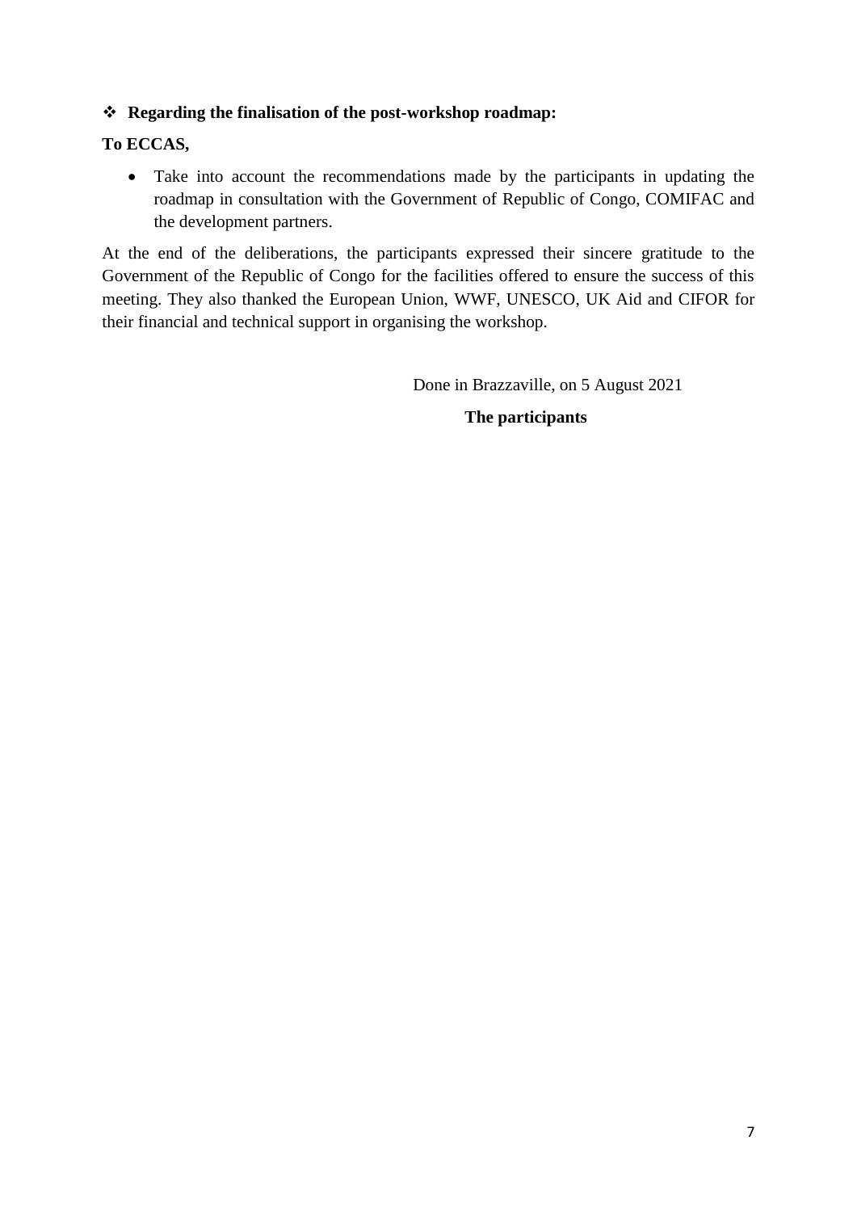- **Regarding the finalisation of the post-workshop roadmap:**

**To ECCAS,**

- Take into account the recommendations made by the participants in updating the roadmap in consultation with the Government of Republic of Congo, COMIFAC and the development partners.

At the end of the deliberations, the participants expressed their sincere gratitude to the Government of the Republic of Congo for the facilities offered to ensure the success of this meeting. They also thanked the European Union, WWF, UNESCO, UK Aid and CIFOR for their financial and technical support in organising the workshop.

Done in Brazzaville, on 5 August 2021

**The participants**